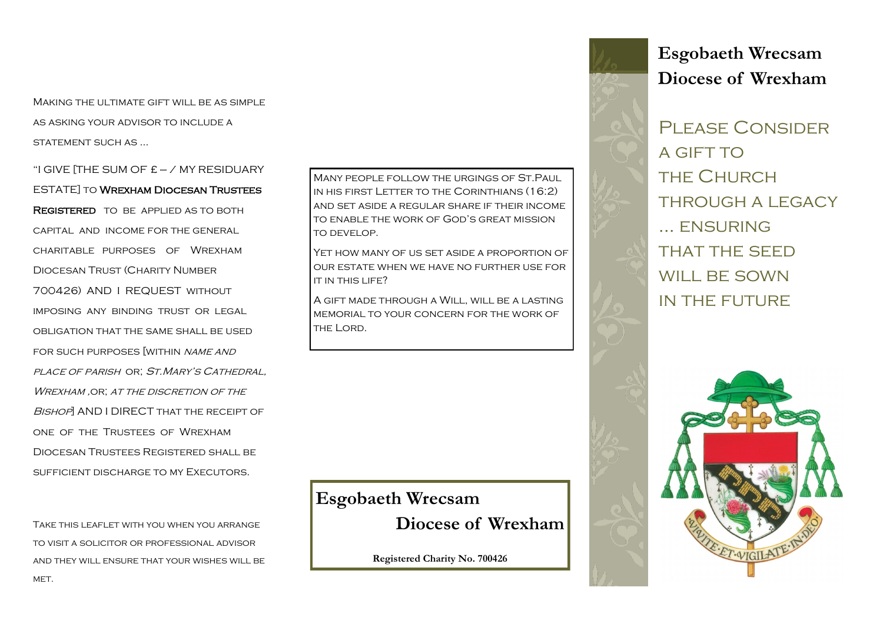Making the ultimate gift will be as simple as asking your advisor to include a statement such as ...

"I GIVE [THE SUM OF £ – / MY RESIDUARY ESTATE] to **Wrexham Diocesan Trustees Registered** to be applied as to both capital and income for the general charitable purposes of Wrexham Diocesan Trust (Charity Number 700426) AND I REQUEST without imposing any binding trust or legal obligation that the same shall be used for such purposes [within *name and place of parish* or; *St.Mary's Cathedral, Wrexham* ,or; *at the discretion of the Bishop*] AND I DIRECT that the receipt of one of the Trustees of Wrexham Diocesan Trustees Registered shall be sufficient discharge to my Executors.

Take this leaflet with you when you arrange to visit a solicitor or professional advisor and they will ensure that your wishes will be met.

Many people follow the urgings of St.Paul in his first Letter to the Corinthians (16:2) and set aside a regular share if their income to enable the work of God's great mission to develop.

Yet how many of us set aside a proportion of our estate when we have no further use for it in this life?

A gift made through a Will, will be a lasting memorial to your concern for the work of the Lord.

**Esgobaeth Wrecsam**

**Diocese of Wrexham**

**Registered Charity No. 700426**

# Esgobaeth Wrecsam
# Diocese of Wrexham

## Please Consider a gift to the Church through a legacy ... ensuring that the seed will be sown in the future

VIVITE·ET·VIGILATE·IN·DEO·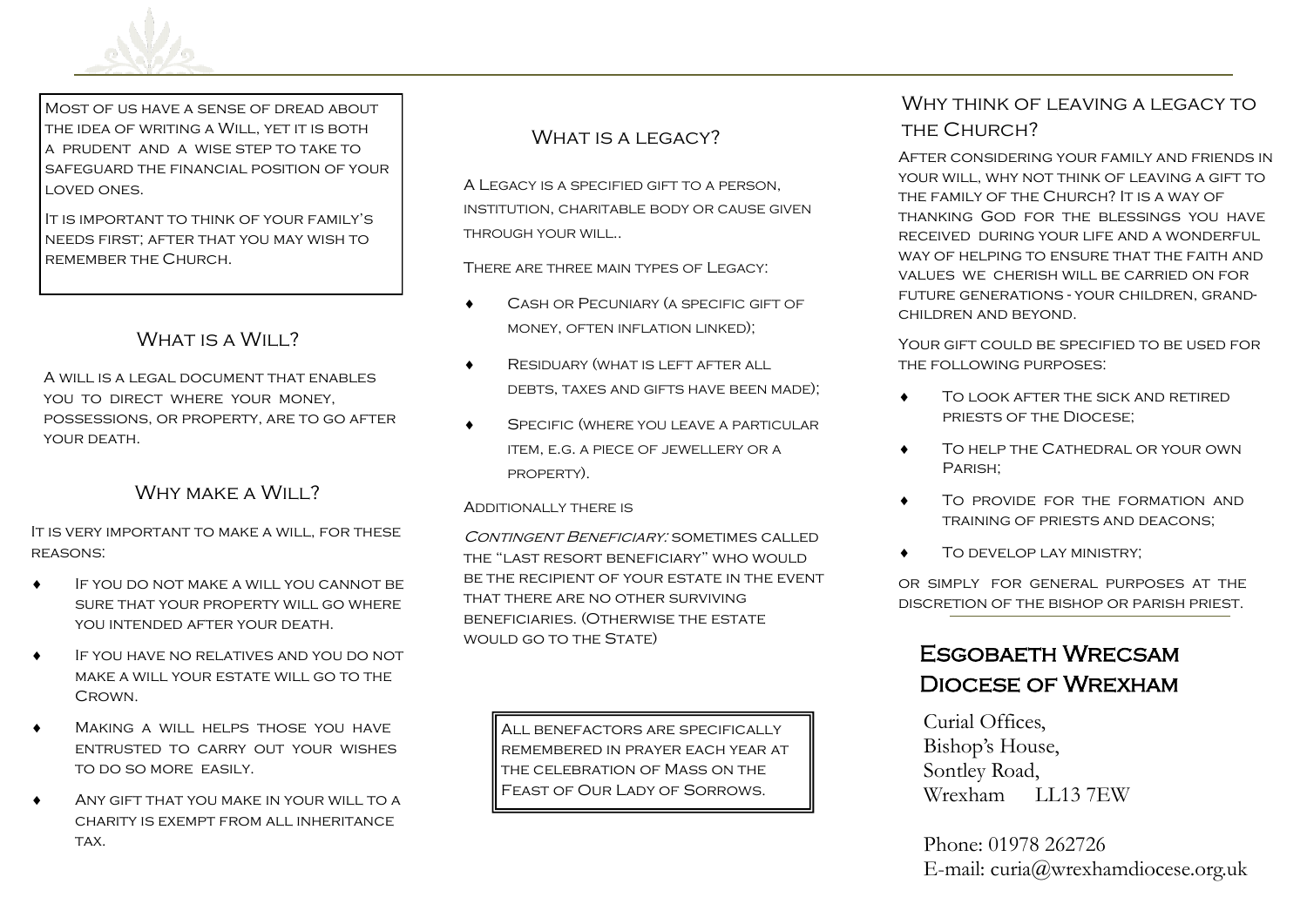Most of us have a sense of dread about the idea of writing a Will, yet it is both a prudent and a wise step to take to safeguard the financial position of your loved ones.

It is important to think of your family's needs first; after that you may wish to remember the Church.

## What is a Will?

A will is a legal document that enables you to direct where your money, possessions, or property, are to go after your death.

## Why make a Will?

It is very important to make a will, for these reasons:

- If you do not make a will you cannot be sure that your property will go where you intended after your death.
- If you have no relatives and you do not make a will your estate will go to the Crown.
- Making a will helps those you have entrusted to carry out your wishes to do so more easily.
- Any gift that you make in your will to a charity is exempt from all inheritance tax.

## What is a legacy?

A Legacy is a specified gift to a person, institution, charitable body or cause given through your will..

There are three main types of Legacy:

- Cash or Pecuniary (a specific gift of money, often inflation linked);
- Residuary (what is left after all debts, taxes and gifts have been made);
- Specific (where you leave a particular item, e.g. a piece of jewellery or a property).

Additionally there is

*Contingent Beneficiary:* sometimes called the "last resort beneficiary" who would be the recipient of your estate in the event that there are no other surviving beneficiaries. (Otherwise the estate would go to the State)

All benefactors are specifically remembered in prayer each year at the celebration of Mass on the Feast of Our Lady of Sorrows.

## Why think of leaving a legacy to the Church?

After considering your family and friends in your will, why not think of leaving a gift to the family of the Church? It is a way of thanking God for the blessings you have received during your life and a wonderful way of helping to ensure that the faith and values we cherish will be carried on for future generations - your children, grand-children and beyond.

Your gift could be specified to be used for the following purposes:

- To look after the sick and retired priests of the Diocese;
- To help the Cathedral or your own Parish;
- To provide for the formation and training of priests and deacons;
- To develop lay ministry;

or simply for general purposes at the discretion of the Bishop or parish priest.

## Esgobaeth Wrecsam
## Diocese of Wrexham

Curial Offices,
Bishop's House,
Sontley Road,
Wrexham LL13 7EW

Phone: 01978 262726
E-mail: curia@wrexhamdiocese.org.uk